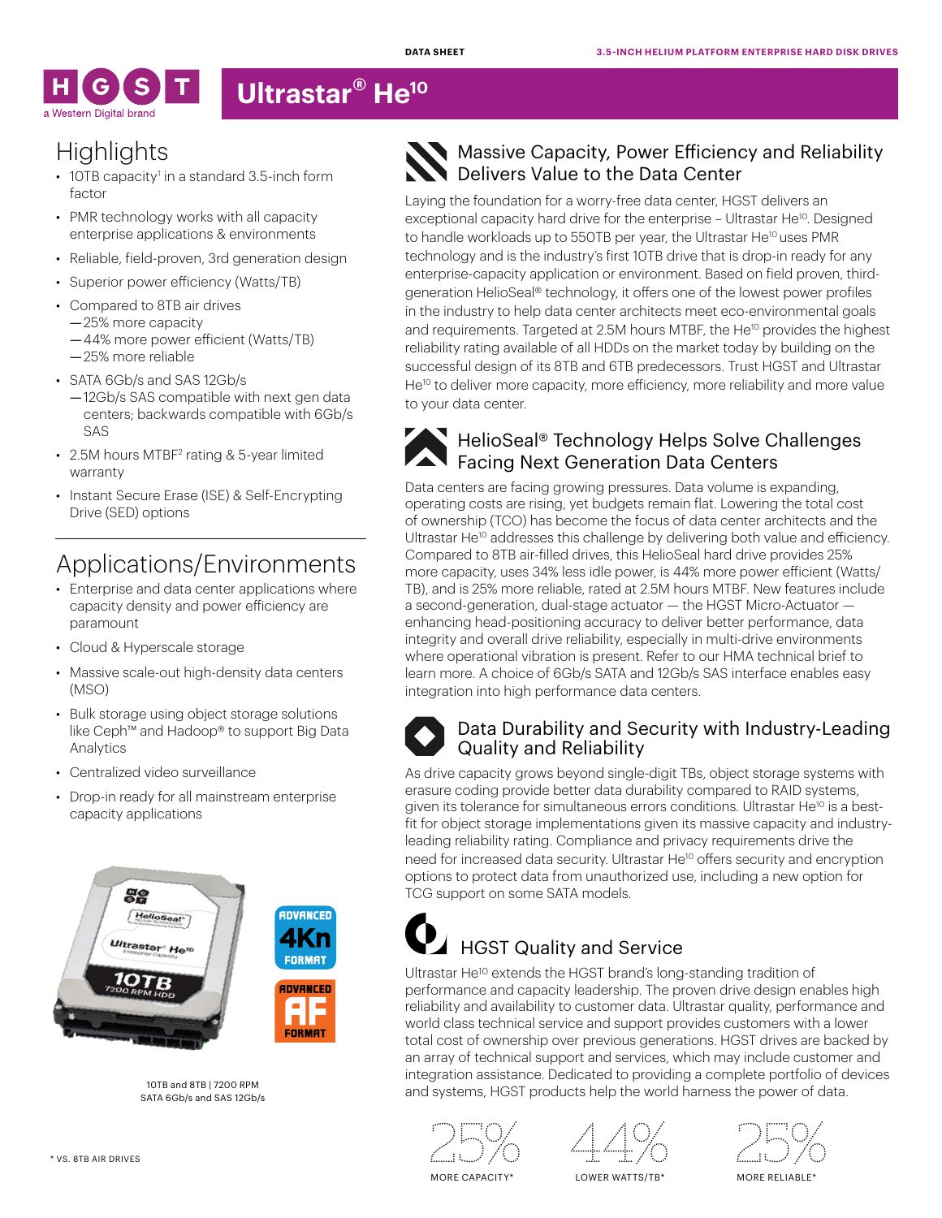DATA SHEET

3.5-INCH HELIUM PLATFORM ENTERPRISE HARD DISK DRIVES

HGST a Western Digital brand

# Ultrastar® He10

## Highlights

- 10TB capacity[1] in a standard 3.5-inch form factor
- PMR technology works with all capacity enterprise applications & environments
- Reliable, field-proven, 3rd generation design
- Superior power efficiency (Watts/TB)
- Compared to 8TB air drives
  - 25% more capacity
  - 44% more power efficient (Watts/TB)
  - 25% more reliable
- SATA 6Gb/s and SAS 12Gb/s
  - 12Gb/s SAS compatible with next gen data centers; backwards compatible with 6Gb/s SAS
- 2.5M hours MTBF[2] rating & 5-year limited warranty
- Instant Secure Erase (ISE) & Self-Encrypting Drive (SED) options

## Applications/Environments

- Enterprise and data center applications where capacity density and power efficiency are paramount
- Cloud & Hyperscale storage
- Massive scale-out high-density data centers (MSO)
- Bulk storage using object storage solutions like Ceph™ and Hadoop® to support Big Data Analytics
- Centralized video surveillance
- Drop-in ready for all mainstream enterprise capacity applications

ADVANCED 4Kn FORMAT

ADVANCED AF FORMAT

10TB and 8TB | 7200 RPM
SATA 6Gb/s and SAS 12Gb/s

## Massive Capacity, Power Efficiency and Reliability Delivers Value to the Data Center

Laying the foundation for a worry-free data center, HGST delivers an exceptional capacity hard drive for the enterprise – Ultrastar He10. Designed to handle workloads up to 550TB per year, the Ultrastar He10 uses PMR technology and is the industry's first 10TB drive that is drop-in ready for any enterprise-capacity application or environment. Based on field proven, third-generation HelioSeal® technology, it offers one of the lowest power profiles in the industry to help data center architects meet eco-environmental goals and requirements. Targeted at 2.5M hours MTBF, the He10 provides the highest reliability rating available of all HDDs on the market today by building on the successful design of its 8TB and 6TB predecessors. Trust HGST and Ultrastar He10 to deliver more capacity, more efficiency, more reliability and more value to your data center.

## HelioSeal® Technology Helps Solve Challenges Facing Next Generation Data Centers

Data centers are facing growing pressures. Data volume is expanding, operating costs are rising, yet budgets remain flat. Lowering the total cost of ownership (TCO) has become the focus of data center architects and the Ultrastar He10 addresses this challenge by delivering both value and efficiency. Compared to 8TB air-filled drives, this HelioSeal hard drive provides 25% more capacity, uses 34% less idle power, is 44% more power efficient (Watts/TB), and is 25% more reliable, rated at 2.5M hours MTBF. New features include a second-generation, dual-stage actuator — the HGST Micro-Actuator — enhancing head-positioning accuracy to deliver better performance, data integrity and overall drive reliability, especially in multi-drive environments where operational vibration is present. Refer to our HMA technical brief to learn more. A choice of 6Gb/s SATA and 12Gb/s SAS interface enables easy integration into high performance data centers.

## Data Durability and Security with Industry-Leading Quality and Reliability

As drive capacity grows beyond single-digit TBs, object storage systems with erasure coding provide better data durability compared to RAID systems, given its tolerance for simultaneous errors conditions. Ultrastar He10 is a best-fit for object storage implementations given its massive capacity and industry-leading reliability rating. Compliance and privacy requirements drive the need for increased data security. Ultrastar He10 offers security and encryption options to protect data from unauthorized use, including a new option for TCG support on some SATA models.

## HGST Quality and Service

Ultrastar He10 extends the HGST brand's long-standing tradition of performance and capacity leadership. The proven drive design enables high reliability and availability to customer data. Ultrastar quality, performance and world class technical service and support provides customers with a lower total cost of ownership over previous generations. HGST drives are backed by an array of technical support and services, which may include customer and integration assistance. Dedicated to providing a complete portfolio of devices and systems, HGST products help the world harness the power of data.

25% MORE CAPACITY*

44% LOWER WATTS/TB*

25% MORE RELIABLE*

\* VS. 8TB AIR DRIVES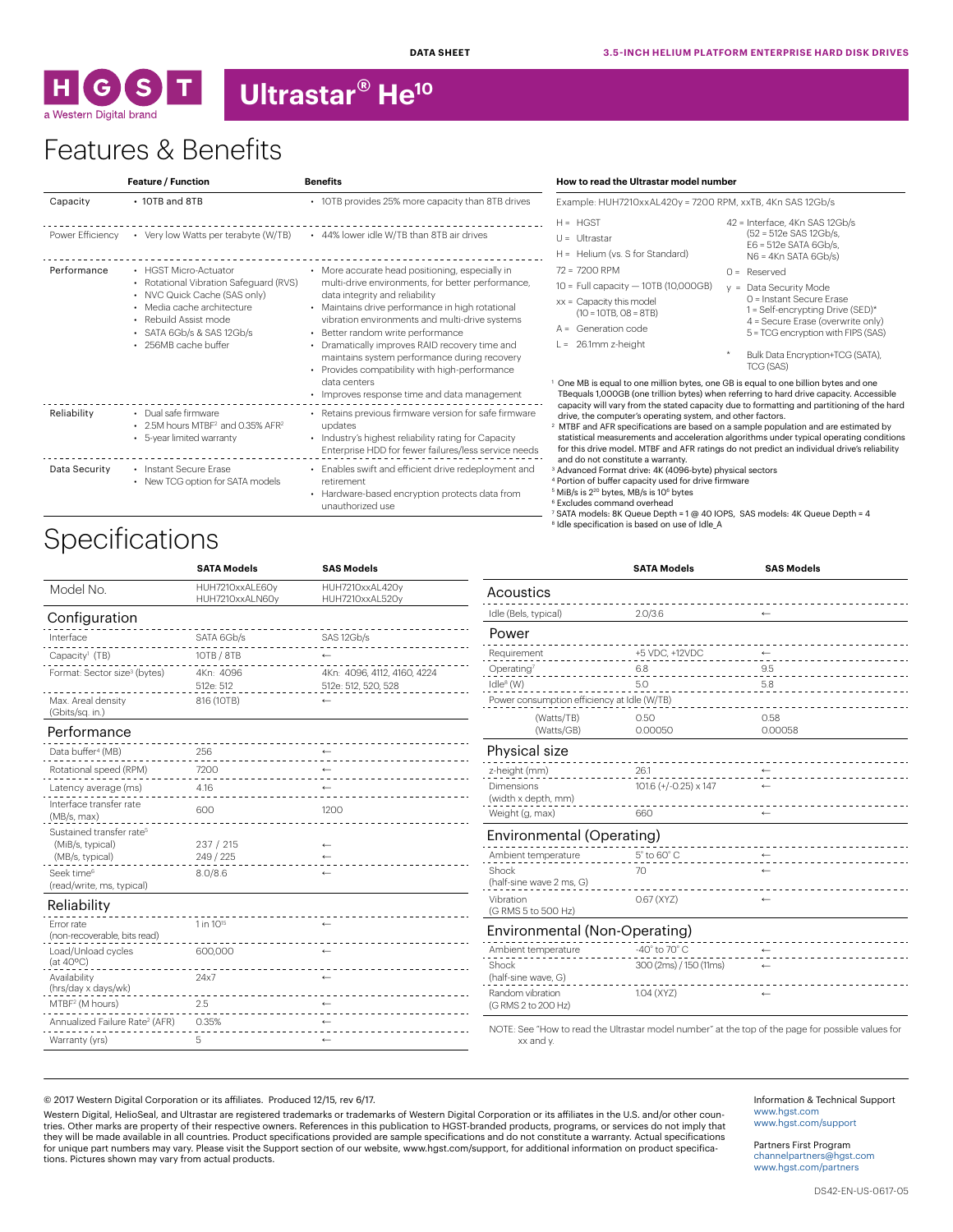# Ultrastar® He[10]

a Western Digital brand

# Features & Benefits

| | Feature / Function | Benefits |
|---|---|---|
| Capacity | • 10TB and 8TB | • 10TB provides 25% more capacity than 8TB drives |
| Power Efficiency | • Very low Watts per terabyte (W/TB) | • 44% lower idle W/TB than 8TB air drives |
| Performance | • HGST Micro-Actuator<br>• Rotational Vibration Safeguard (RVS)<br>• NVC Quick Cache (SAS only)<br>• Media cache architecture<br>• Rebuild Assist mode<br>• SATA 6Gb/s & SAS 12Gb/s<br>• 256MB cache buffer | • More accurate head positioning, especially in multi-drive environments, for better performance, data integrity and reliability<br>• Maintains drive performance in high rotational vibration environments and multi-drive systems<br>• Better random write performance<br>• Dramatically improves RAID recovery time and maintains system performance during recovery<br>• Provides compatibility with high-performance data centers<br>• Improves response time and data management |
| Reliability | • Dual safe firmware<br>• 2.5M hours MTBF[2] and 0.35% AFR[2]<br>• 5-year limited warranty | • Retains previous firmware version for safe firmware updates<br>• Industry's highest reliability rating for Capacity Enterprise HDD for fewer failures/less service needs |
| Data Security | • Instant Secure Erase<br>• New TCG option for SATA models | • Enables swift and efficient drive redeployment and retirement<br>• Hardware-based encryption protects data from unauthorized use |

**How to read the Ultrastar model number**

Example: HUH7210xxAL420y = 7200 RPM, xxTB, 4Kn SAS 12Gb/s

- H = HGST
- U = Ultrastar
- H = Helium (vs. S for Standard)
- 72 = 7200 RPM
- 10 = Full capacity — 10TB (10,000GB)
- xx = Capacity this model (10 = 10TB, 08 = 8TB)
- A = Generation code
- L = 26.1mm z-height
- 42 = Interface, 4Kn SAS 12Gb/s (52 = 512e SAS 12Gb/s, E6 = 512e SATA 6Gb/s, N6 = 4Kn SATA 6Gb/s)
- 0 = Reserved
- y = Data Security Mode
  - 0 = Instant Secure Erase
  - 1 = Self-encrypting Drive (SED)*
  - 4 = Secure Erase (overwrite only)
  - 5 = TCG encryption with FIPS (SAS)
- \* Bulk Data Encryption+TCG (SATA), TCG (SAS)

[1] One MB is equal to one million bytes, one GB is equal to one billion bytes and one TBequals 1,000GB (one trillion bytes) when referring to hard drive capacity. Accessible capacity will vary from the stated capacity due to formatting and partitioning of the hard drive, the computer's operating system, and other factors.
[2] MTBF and AFR specifications are based on a sample population and are estimated by statistical measurements and acceleration algorithms under typical operating conditions for this drive model. MTBF and AFR ratings do not predict an individual drive's reliability and do not constitute a warranty.
[3] Advanced Format drive: 4K (4096-byte) physical sectors
[4] Portion of buffer capacity used for drive firmware
[5] MiB/s is $2^{20}$ bytes, MB/s is $10^6$ bytes
[6] Excludes command overhead
[7] SATA models: 8K Queue Depth = 1 @ 40 IOPS, SAS models: 4K Queue Depth = 4
[8] Idle specification is based on use of Idle_A

# Specifications

| | SATA Models | SAS Models |
|---|---|---|
| Model No. | HUH7210xxALE60y<br>HUH7210xxALN60y | HUH7210xxAL420y<br>HUH7210xxAL520y |
| **Configuration** | | |
| Interface | SATA 6Gb/s | SAS 12Gb/s |
| Capacity[1] (TB) | 10TB / 8TB | ← |
| Format: Sector size[3] (bytes) | 4Kn: 4096<br>512e: 512 | 4Kn: 4096, 4112, 4160, 4224<br>512e: 512, 520, 528 |
| Max. Areal density (Gbits/sq. in.) | 816 (10TB) | ← |
| **Performance** | | |
| Data buffer[4] (MB) | 256 | ← |
| Rotational speed (RPM) | 7200 | ← |
| Latency average (ms) | 4.16 | ← |
| Interface transfer rate (MB/s, max) | 600 | 1200 |
| Sustained transfer rate[5] (MiB/s, typical) | 237 / 215 | ← |
| (MB/s, typical) | 249 / 225 | ← |
| Seek time[6] (read/write, ms, typical) | 8.0/8.6 | ← |
| **Reliability** | | |
| Error rate (non-recoverable, bits read) | 1 in $10^{15}$ | ← |
| Load/Unload cycles (at 40ºC) | 600,000 | ← |
| Availability (hrs/day x days/wk) | 24x7 | ← |
| MTBF[2] (M hours) | 2.5 | ← |
| Annualized Failure Rate[2] (AFR) | 0.35% | ← |
| Warranty (yrs) | 5 | ← |

| | SATA Models | SAS Models |
|---|---|---|
| **Acoustics** | | |
| Idle (Bels, typical) | 2.0/3.6 | ← |
| **Power** | | |
| Requirement | +5 VDC, +12VDC | ← |
| Operating[7] | 6.8 | 9.5 |
| Idle[8] (W) | 5.0 | 5.8 |
| Power consumption efficiency at Idle (W/TB) | | |
| (Watts/TB) | 0.50 | 0.58 |
| (Watts/GB) | 0.00050 | 0.00058 |
| **Physical size** | | |
| z-height (mm) | 26.1 | ← |
| Dimensions (width x depth, mm) | 101.6 (+/-0.25) x 147 | ← |
| Weight (g, max) | 660 | ← |
| **Environmental (Operating)** | | |
| Ambient temperature | 5° to 60° C | ← |
| Shock (half-sine wave 2 ms, G) | 70 | ← |
| Vibration (G RMS 5 to 500 Hz) | 0.67 (XYZ) | ← |
| **Environmental (Non-Operating)** | | |
| Ambient temperature | -40° to 70° C | ← |
| Shock (half-sine wave, G) | 300 (2ms) / 150 (11ms) | ← |
| Random vibration (G RMS 2 to 200 Hz) | 1.04 (XYZ) | ← |

NOTE: See "How to read the Ultrastar model number" at the top of the page for possible values for xx and y.

© 2017 Western Digital Corporation or its affiliates. Produced 12/15, rev 6/17.

Western Digital, HelioSeal, and Ultrastar are registered trademarks or trademarks of Western Digital Corporation or its affiliates in the U.S. and/or other countries. Other marks are property of their respective owners. References in this publication to HGST-branded products, programs, or services do not imply that they will be made available in all countries. Product specifications provided are sample specifications and do not constitute a warranty. Actual specifications for unique part numbers may vary. Please visit the Support section of our website, www.hgst.com/support, for additional information on product specifications. Pictures shown may vary from actual products.

Information & Technical Support
www.hgst.com
www.hgst.com/support

Partners First Program
channelpartners@hgst.com
www.hgst.com/partners

DS42-EN-US-0617-05